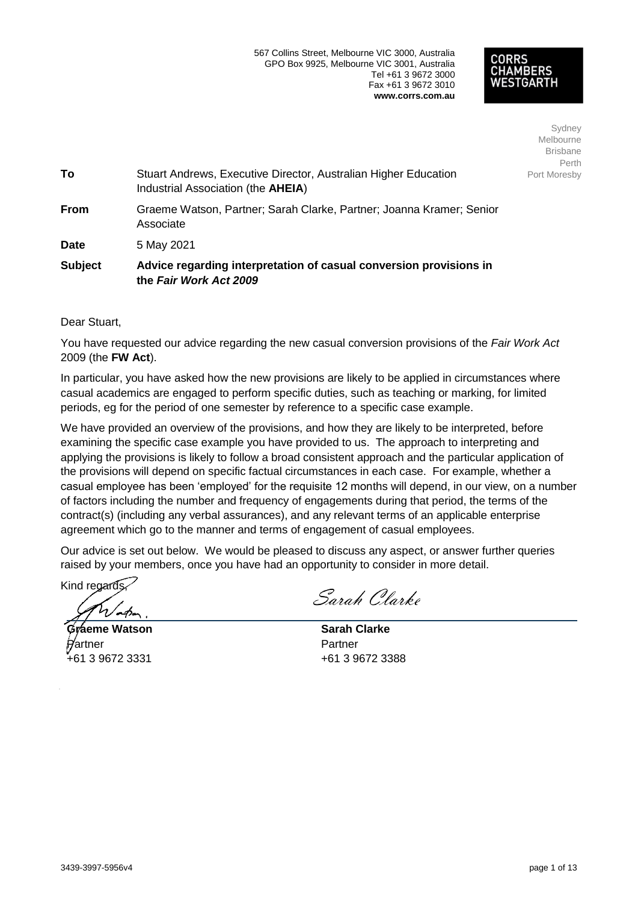567 Collins Street, Melbourne VIC 3000, Australia
GPO Box 9925, Melbourne VIC 3001, Australia
Tel +61 3 9672 3000
Fax +61 3 9672 3010
**www.corrs.com.au**

**CORRS CHAMBERS WESTGARTH**

Sydney
Melbourne
Brisbane
Perth
Port Moresby

| | |
|---|---|
| **To** | Stuart Andrews, Executive Director, Australian Higher Education Industrial Association (the **AHEIA**) |
| **From** | Graeme Watson, Partner; Sarah Clarke, Partner; Joanna Kramer; Senior Associate |
| **Date** | 5 May 2021 |
| **Subject** | **Advice regarding interpretation of casual conversion provisions in the *Fair Work Act 2009*** |

Dear Stuart,

You have requested our advice regarding the new casual conversion provisions of the *Fair Work Act* 2009 (the **FW Act**).

In particular, you have asked how the new provisions are likely to be applied in circumstances where casual academics are engaged to perform specific duties, such as teaching or marking, for limited periods, eg for the period of one semester by reference to a specific case example.

We have provided an overview of the provisions, and how they are likely to be interpreted, before examining the specific case example you have provided to us. The approach to interpreting and applying the provisions is likely to follow a broad consistent approach and the particular application of the provisions will depend on specific factual circumstances in each case. For example, whether a casual employee has been 'employed' for the requisite 12 months will depend, in our view, on a number of factors including the number and frequency of engagements during that period, the terms of the contract(s) (including any verbal assurances), and any relevant terms of an applicable enterprise agreement which go to the manner and terms of engagement of casual employees.

Our advice is set out below. We would be pleased to discuss any aspect, or answer further queries raised by your members, once you have had an opportunity to consider in more detail.

Kind regards,

| | |
|---|---|
| **Graeme Watson** | **Sarah Clarke** |
| Partner | Partner |
| +61 3 9672 3331 | +61 3 9672 3388 |

3439-3997-5956v4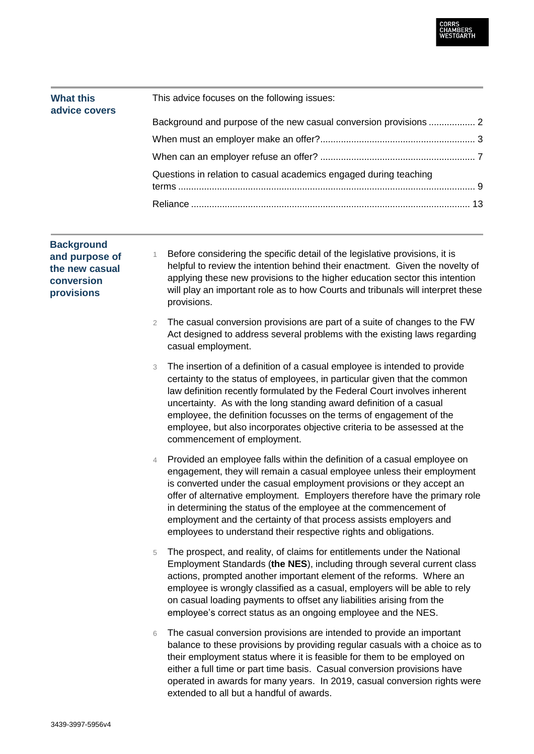## What this advice covers

This advice focuses on the following issues:

- Background and purpose of the new casual conversion provisions .................. 2
- When must an employer make an offer?............................................................ 3
- When can an employer refuse an offer? ............................................................ 7
- Questions in relation to casual academics engaged during teaching terms .................................................................................................................. 9
- Reliance ........................................................................................................... 13

## Background and purpose of the new casual conversion provisions

1. Before considering the specific detail of the legislative provisions, it is helpful to review the intention behind their enactment. Given the novelty of applying these new provisions to the higher education sector this intention will play an important role as to how Courts and tribunals will interpret these provisions.

2. The casual conversion provisions are part of a suite of changes to the FW Act designed to address several problems with the existing laws regarding casual employment.

3. The insertion of a definition of a casual employee is intended to provide certainty to the status of employees, in particular given that the common law definition recently formulated by the Federal Court involves inherent uncertainty. As with the long standing award definition of a casual employee, the definition focusses on the terms of engagement of the employee, but also incorporates objective criteria to be assessed at the commencement of employment.

4. Provided an employee falls within the definition of a casual employee on engagement, they will remain a casual employee unless their employment is converted under the casual employment provisions or they accept an offer of alternative employment. Employers therefore have the primary role in determining the status of the employee at the commencement of employment and the certainty of that process assists employers and employees to understand their respective rights and obligations.

5. The prospect, and reality, of claims for entitlements under the National Employment Standards (**the NES**), including through several current class actions, prompted another important element of the reforms. Where an employee is wrongly classified as a casual, employers will be able to rely on casual loading payments to offset any liabilities arising from the employee's correct status as an ongoing employee and the NES.

6. The casual conversion provisions are intended to provide an important balance to these provisions by providing regular casuals with a choice as to their employment status where it is feasible for them to be employed on either a full time or part time basis. Casual conversion provisions have operated in awards for many years. In 2019, casual conversion rights were extended to all but a handful of awards.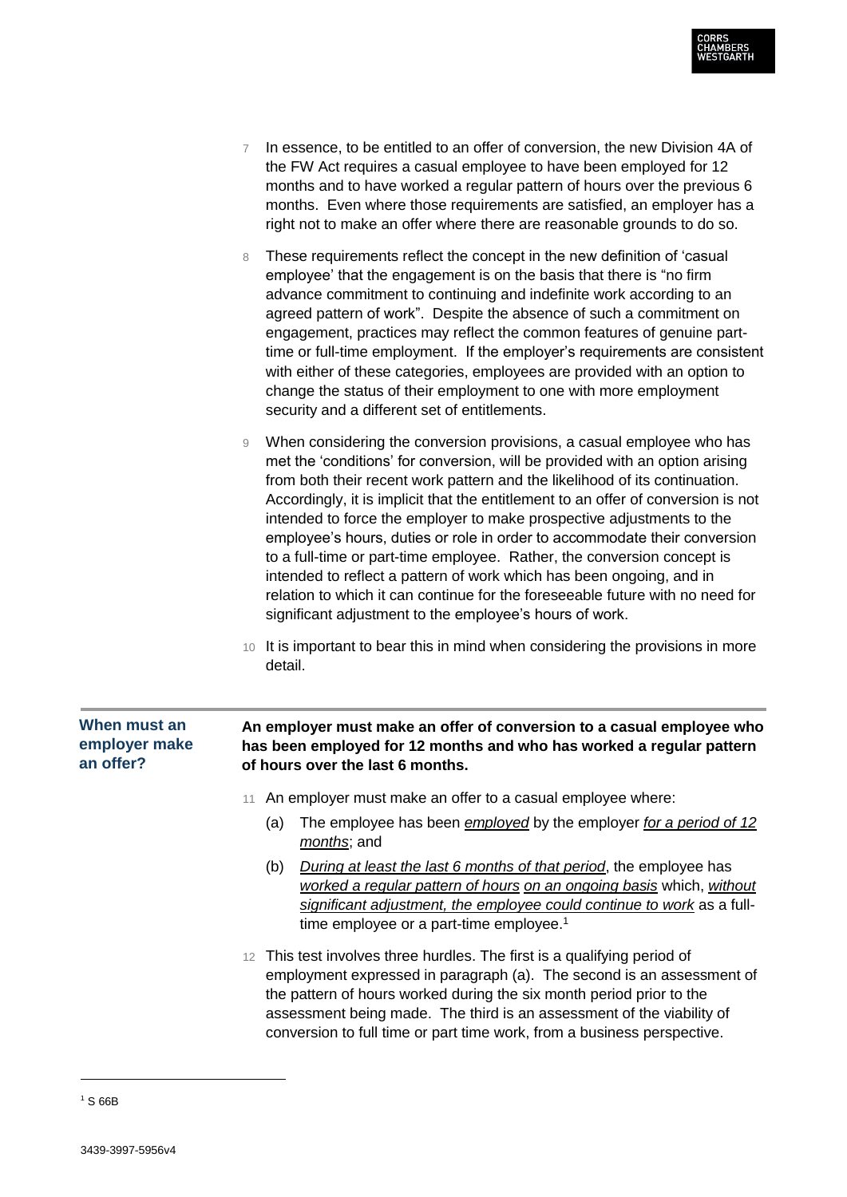7 In essence, to be entitled to an offer of conversion, the new Division 4A of the FW Act requires a casual employee to have been employed for 12 months and to have worked a regular pattern of hours over the previous 6 months. Even where those requirements are satisfied, an employer has a right not to make an offer where there are reasonable grounds to do so.

8 These requirements reflect the concept in the new definition of 'casual employee' that the engagement is on the basis that there is "no firm advance commitment to continuing and indefinite work according to an agreed pattern of work". Despite the absence of such a commitment on engagement, practices may reflect the common features of genuine part-time or full-time employment. If the employer's requirements are consistent with either of these categories, employees are provided with an option to change the status of their employment to one with more employment security and a different set of entitlements.

9 When considering the conversion provisions, a casual employee who has met the 'conditions' for conversion, will be provided with an option arising from both their recent work pattern and the likelihood of its continuation. Accordingly, it is implicit that the entitlement to an offer of conversion is not intended to force the employer to make prospective adjustments to the employee's hours, duties or role in order to accommodate their conversion to a full-time or part-time employee. Rather, the conversion concept is intended to reflect a pattern of work which has been ongoing, and in relation to which it can continue for the foreseeable future with no need for significant adjustment to the employee's hours of work.

10 It is important to bear this in mind when considering the provisions in more detail.

## When must an employer make an offer?

**An employer must make an offer of conversion to a casual employee who has been employed for 12 months and who has worked a regular pattern of hours over the last 6 months.**

11 An employer must make an offer to a casual employee where:

(a) The employee has been *employed* by the employer *for a period of 12 months*; and

(b) *During at least the last 6 months of that period*, the employee has *worked a regular pattern of hours* *on an ongoing basis* which, *without significant adjustment, the employee could continue to work* as a full-time employee or a part-time employee.[1]

12 This test involves three hurdles. The first is a qualifying period of employment expressed in paragraph (a). The second is an assessment of the pattern of hours worked during the six month period prior to the assessment being made. The third is an assessment of the viability of conversion to full time or part time work, from a business perspective.

[1] S 66B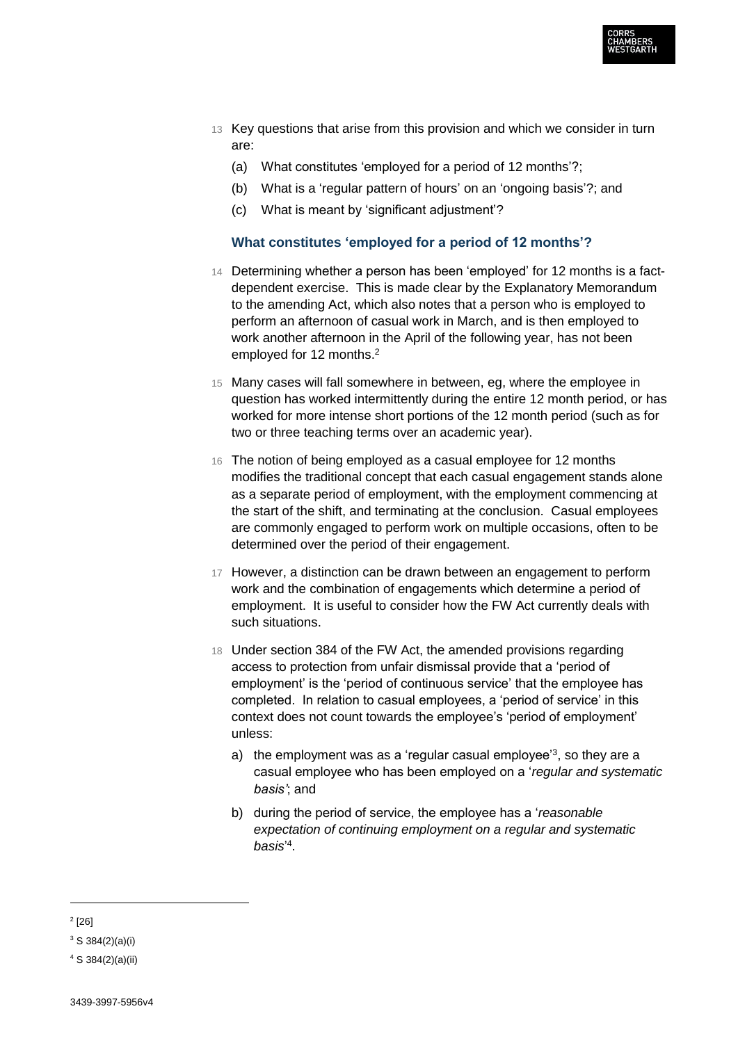13 Key questions that arise from this provision and which we consider in turn are:

(a) What constitutes 'employed for a period of 12 months'?;

(b) What is a 'regular pattern of hours' on an 'ongoing basis'?; and

(c) What is meant by 'significant adjustment'?

### What constitutes 'employed for a period of 12 months'?

14 Determining whether a person has been 'employed' for 12 months is a fact-dependent exercise. This is made clear by the Explanatory Memorandum to the amending Act, which also notes that a person who is employed to perform an afternoon of casual work in March, and is then employed to work another afternoon in the April of the following year, has not been employed for 12 months.[2]

15 Many cases will fall somewhere in between, eg, where the employee in question has worked intermittently during the entire 12 month period, or has worked for more intense short portions of the 12 month period (such as for two or three teaching terms over an academic year).

16 The notion of being employed as a casual employee for 12 months modifies the traditional concept that each casual engagement stands alone as a separate period of employment, with the employment commencing at the start of the shift, and terminating at the conclusion. Casual employees are commonly engaged to perform work on multiple occasions, often to be determined over the period of their engagement.

17 However, a distinction can be drawn between an engagement to perform work and the combination of engagements which determine a period of employment. It is useful to consider how the FW Act currently deals with such situations.

18 Under section 384 of the FW Act, the amended provisions regarding access to protection from unfair dismissal provide that a 'period of employment' is the 'period of continuous service' that the employee has completed. In relation to casual employees, a 'period of service' in this context does not count towards the employee's 'period of employment' unless:

a) the employment was as a 'regular casual employee'[3], so they are a casual employee who has been employed on a '*regular and systematic basis'*; and

b) during the period of service, the employee has a '*reasonable expectation of continuing employment on a regular and systematic basis*'[4].

---

[2] [26]

[3] S 384(2)(a)(i)

[4] S 384(2)(a)(ii)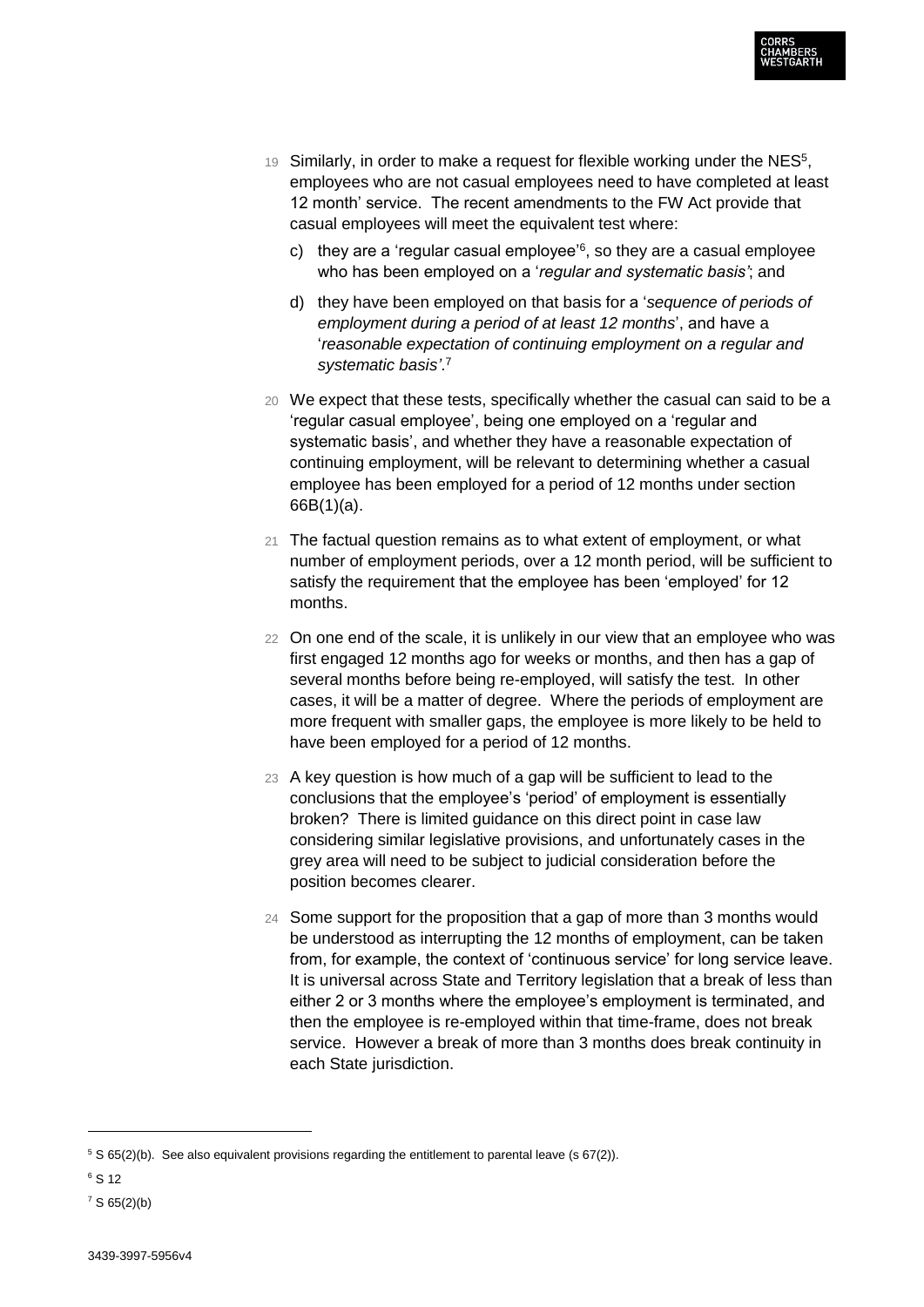19 Similarly, in order to make a request for flexible working under the NES[5], employees who are not casual employees need to have completed at least 12 month' service. The recent amendments to the FW Act provide that casual employees will meet the equivalent test where:

c) they are a 'regular casual employee'[6], so they are a casual employee who has been employed on a '*regular and systematic basis'*; and

d) they have been employed on that basis for a '*sequence of periods of employment during a period of at least 12 months*', and have a '*reasonable expectation of continuing employment on a regular and systematic basis'*.[7]

20 We expect that these tests, specifically whether the casual can said to be a 'regular casual employee', being one employed on a 'regular and systematic basis', and whether they have a reasonable expectation of continuing employment, will be relevant to determining whether a casual employee has been employed for a period of 12 months under section 66B(1)(a).

21 The factual question remains as to what extent of employment, or what number of employment periods, over a 12 month period, will be sufficient to satisfy the requirement that the employee has been 'employed' for 12 months.

22 On one end of the scale, it is unlikely in our view that an employee who was first engaged 12 months ago for weeks or months, and then has a gap of several months before being re-employed, will satisfy the test. In other cases, it will be a matter of degree. Where the periods of employment are more frequent with smaller gaps, the employee is more likely to be held to have been employed for a period of 12 months.

23 A key question is how much of a gap will be sufficient to lead to the conclusions that the employee's 'period' of employment is essentially broken? There is limited guidance on this direct point in case law considering similar legislative provisions, and unfortunately cases in the grey area will need to be subject to judicial consideration before the position becomes clearer.

24 Some support for the proposition that a gap of more than 3 months would be understood as interrupting the 12 months of employment, can be taken from, for example, the context of 'continuous service' for long service leave. It is universal across State and Territory legislation that a break of less than either 2 or 3 months where the employee's employment is terminated, and then the employee is re-employed within that time-frame, does not break service. However a break of more than 3 months does break continuity in each State jurisdiction.

---

[5] S 65(2)(b). See also equivalent provisions regarding the entitlement to parental leave (s 67(2)).

[6] S 12

[7] S 65(2)(b)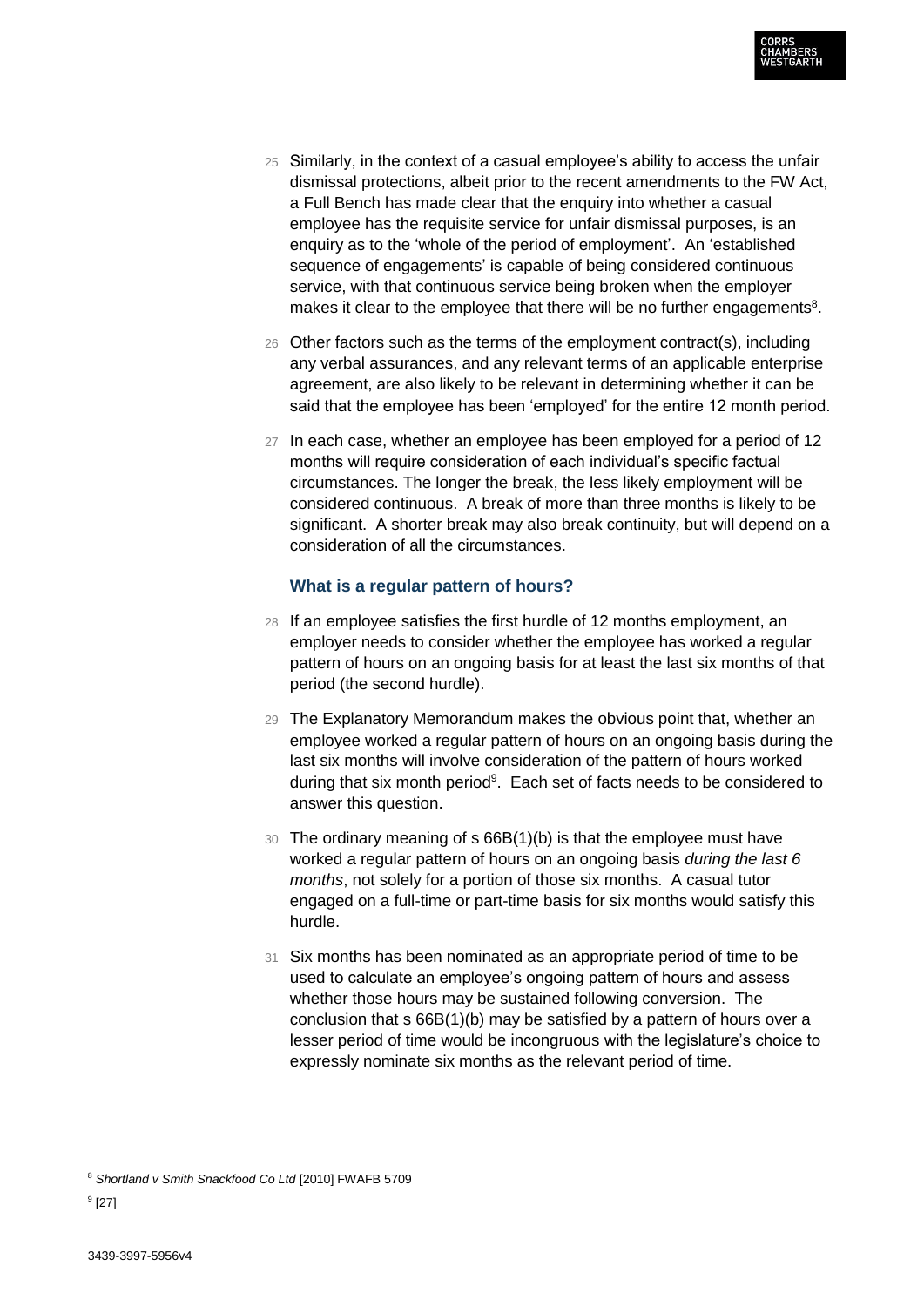25 Similarly, in the context of a casual employee's ability to access the unfair dismissal protections, albeit prior to the recent amendments to the FW Act, a Full Bench has made clear that the enquiry into whether a casual employee has the requisite service for unfair dismissal purposes, is an enquiry as to the 'whole of the period of employment'. An 'established sequence of engagements' is capable of being considered continuous service, with that continuous service being broken when the employer makes it clear to the employee that there will be no further engagements[8].

26 Other factors such as the terms of the employment contract(s), including any verbal assurances, and any relevant terms of an applicable enterprise agreement, are also likely to be relevant in determining whether it can be said that the employee has been 'employed' for the entire 12 month period.

27 In each case, whether an employee has been employed for a period of 12 months will require consideration of each individual's specific factual circumstances. The longer the break, the less likely employment will be considered continuous. A break of more than three months is likely to be significant. A shorter break may also break continuity, but will depend on a consideration of all the circumstances.

### What is a regular pattern of hours?

28 If an employee satisfies the first hurdle of 12 months employment, an employer needs to consider whether the employee has worked a regular pattern of hours on an ongoing basis for at least the last six months of that period (the second hurdle).

29 The Explanatory Memorandum makes the obvious point that, whether an employee worked a regular pattern of hours on an ongoing basis during the last six months will involve consideration of the pattern of hours worked during that six month period[9]. Each set of facts needs to be considered to answer this question.

30 The ordinary meaning of s 66B(1)(b) is that the employee must have worked a regular pattern of hours on an ongoing basis *during the last 6 months*, not solely for a portion of those six months. A casual tutor engaged on a full-time or part-time basis for six months would satisfy this hurdle.

31 Six months has been nominated as an appropriate period of time to be used to calculate an employee's ongoing pattern of hours and assess whether those hours may be sustained following conversion. The conclusion that s 66B(1)(b) may be satisfied by a pattern of hours over a lesser period of time would be incongruous with the legislature's choice to expressly nominate six months as the relevant period of time.

---

[8] *Shortland v Smith Snackfood Co Ltd* [2010] FWAFB 5709

[9] [27]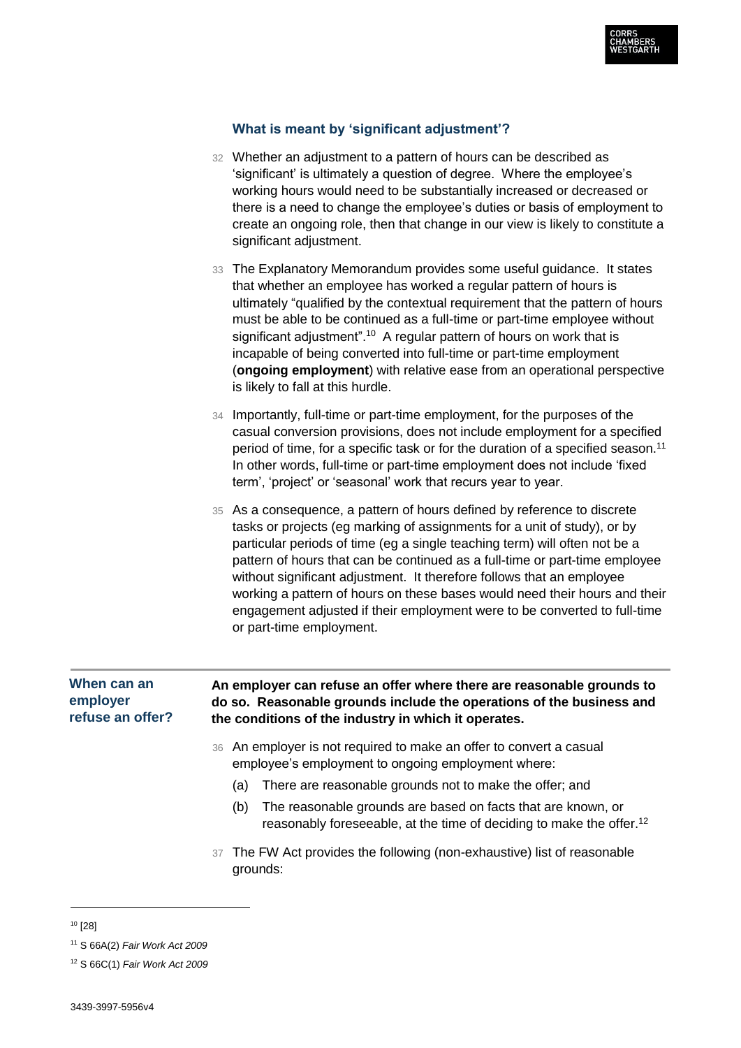### What is meant by 'significant adjustment'?

32 Whether an adjustment to a pattern of hours can be described as 'significant' is ultimately a question of degree. Where the employee's working hours would need to be substantially increased or decreased or there is a need to change the employee's duties or basis of employment to create an ongoing role, then that change in our view is likely to constitute a significant adjustment.

33 The Explanatory Memorandum provides some useful guidance. It states that whether an employee has worked a regular pattern of hours is ultimately "qualified by the contextual requirement that the pattern of hours must be able to be continued as a full-time or part-time employee without significant adjustment".[10] A regular pattern of hours on work that is incapable of being converted into full-time or part-time employment (**ongoing employment**) with relative ease from an operational perspective is likely to fall at this hurdle.

34 Importantly, full-time or part-time employment, for the purposes of the casual conversion provisions, does not include employment for a specified period of time, for a specific task or for the duration of a specified season.[11] In other words, full-time or part-time employment does not include 'fixed term', 'project' or 'seasonal' work that recurs year to year.

35 As a consequence, a pattern of hours defined by reference to discrete tasks or projects (eg marking of assignments for a unit of study), or by particular periods of time (eg a single teaching term) will often not be a pattern of hours that can be continued as a full-time or part-time employee without significant adjustment. It therefore follows that an employee working a pattern of hours on these bases would need their hours and their engagement adjusted if their employment were to be converted to full-time or part-time employment.

## When can an employer refuse an offer?

**An employer can refuse an offer where there are reasonable grounds to do so. Reasonable grounds include the operations of the business and the conditions of the industry in which it operates.**

36 An employer is not required to make an offer to convert a casual employee's employment to ongoing employment where:

(a) There are reasonable grounds not to make the offer; and

(b) The reasonable grounds are based on facts that are known, or reasonably foreseeable, at the time of deciding to make the offer.[12]

37 The FW Act provides the following (non-exhaustive) list of reasonable grounds:

---

[10] [28]

[11] S 66A(2) *Fair Work Act 2009*

[12] S 66C(1) *Fair Work Act 2009*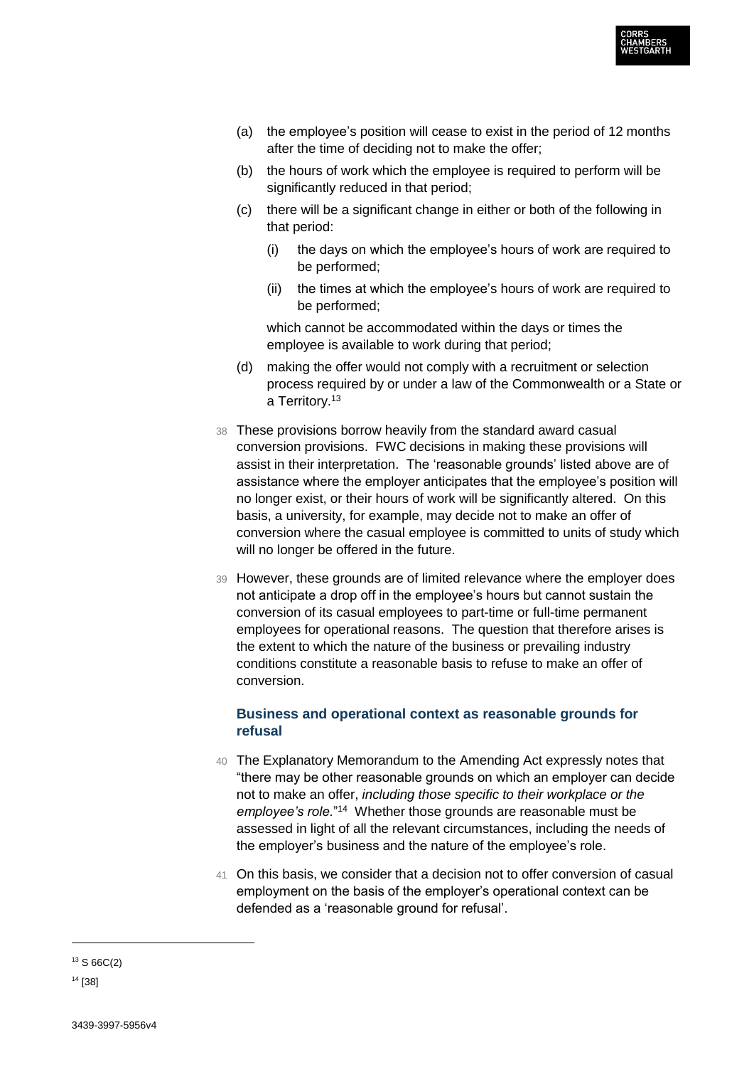(a) the employee's position will cease to exist in the period of 12 months after the time of deciding not to make the offer;

(b) the hours of work which the employee is required to perform will be significantly reduced in that period;

(c) there will be a significant change in either or both of the following in that period:

   (i) the days on which the employee's hours of work are required to be performed;

   (ii) the times at which the employee's hours of work are required to be performed;

   which cannot be accommodated within the days or times the employee is available to work during that period;

(d) making the offer would not comply with a recruitment or selection process required by or under a law of the Commonwealth or a State or a Territory.[13]

38 These provisions borrow heavily from the standard award casual conversion provisions. FWC decisions in making these provisions will assist in their interpretation. The 'reasonable grounds' listed above are of assistance where the employer anticipates that the employee's position will no longer exist, or their hours of work will be significantly altered. On this basis, a university, for example, may decide not to make an offer of conversion where the casual employee is committed to units of study which will no longer be offered in the future.

39 However, these grounds are of limited relevance where the employer does not anticipate a drop off in the employee's hours but cannot sustain the conversion of its casual employees to part-time or full-time permanent employees for operational reasons. The question that therefore arises is the extent to which the nature of the business or prevailing industry conditions constitute a reasonable basis to refuse to make an offer of conversion.

### Business and operational context as reasonable grounds for refusal

40 The Explanatory Memorandum to the Amending Act expressly notes that "there may be other reasonable grounds on which an employer can decide not to make an offer, *including those specific to their workplace or the employee's role.*"[14] Whether those grounds are reasonable must be assessed in light of all the relevant circumstances, including the needs of the employer's business and the nature of the employee's role.

41 On this basis, we consider that a decision not to offer conversion of casual employment on the basis of the employer's operational context can be defended as a 'reasonable ground for refusal'.

---

[13] S 66C(2)

[14] [38]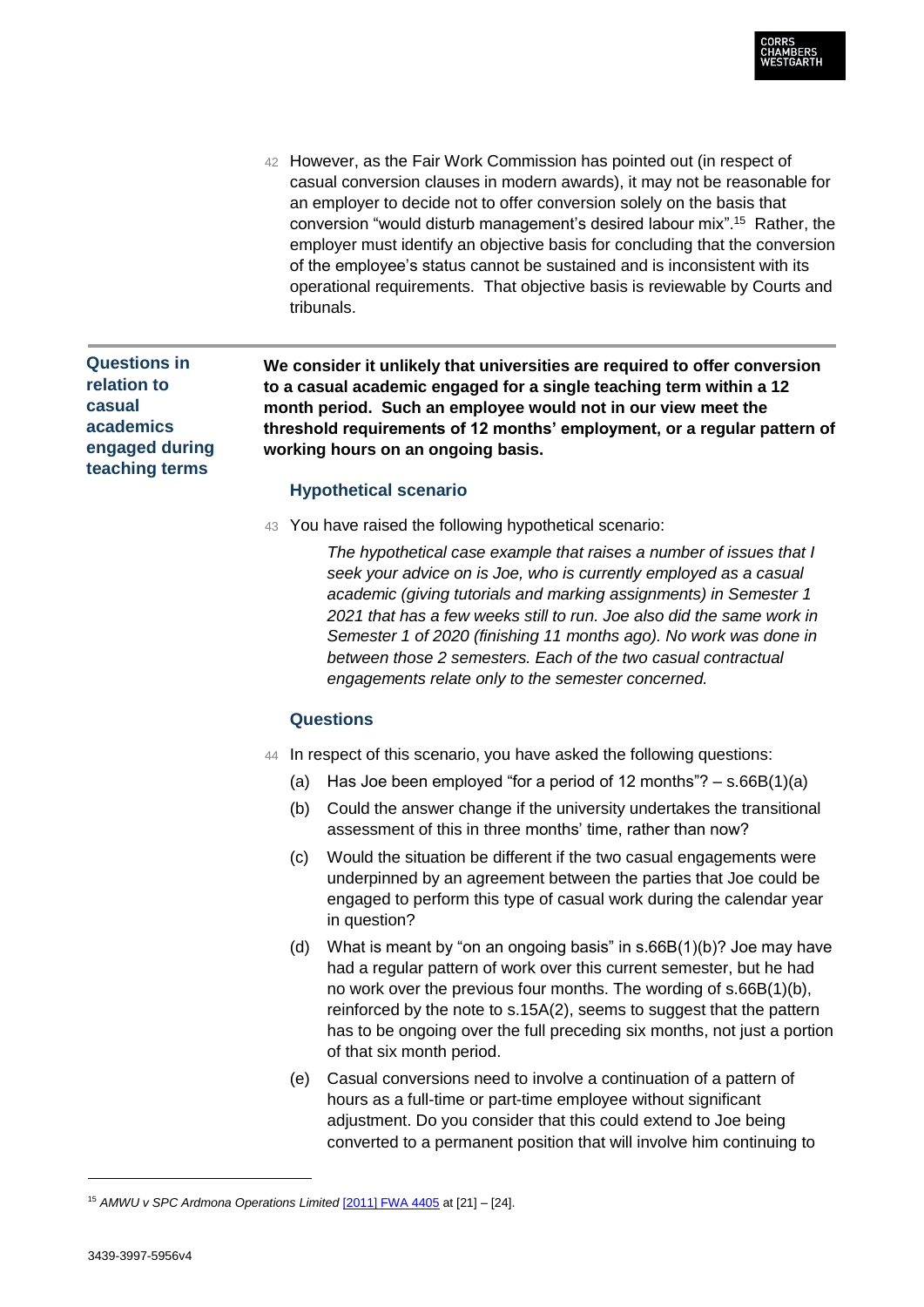42 However, as the Fair Work Commission has pointed out (in respect of casual conversion clauses in modern awards), it may not be reasonable for an employer to decide not to offer conversion solely on the basis that conversion "would disturb management's desired labour mix".[15] Rather, the employer must identify an objective basis for concluding that the conversion of the employee's status cannot be sustained and is inconsistent with its operational requirements. That objective basis is reviewable by Courts and tribunals.

---

## Questions in relation to casual academics engaged during teaching terms

**We consider it unlikely that universities are required to offer conversion to a casual academic engaged for a single teaching term within a 12 month period. Such an employee would not in our view meet the threshold requirements of 12 months' employment, or a regular pattern of working hours on an ongoing basis.**

### Hypothetical scenario

43 You have raised the following hypothetical scenario:

> *The hypothetical case example that raises a number of issues that I seek your advice on is Joe, who is currently employed as a casual academic (giving tutorials and marking assignments) in Semester 1 2021 that has a few weeks still to run. Joe also did the same work in Semester 1 of 2020 (finishing 11 months ago). No work was done in between those 2 semesters. Each of the two casual contractual engagements relate only to the semester concerned.*

### Questions

44 In respect of this scenario, you have asked the following questions:

(a) Has Joe been employed "for a period of 12 months"? – s.66B(1)(a)

(b) Could the answer change if the university undertakes the transitional assessment of this in three months' time, rather than now?

(c) Would the situation be different if the two casual engagements were underpinned by an agreement between the parties that Joe could be engaged to perform this type of casual work during the calendar year in question?

(d) What is meant by "on an ongoing basis" in s.66B(1)(b)? Joe may have had a regular pattern of work over this current semester, but he had no work over the previous four months. The wording of s.66B(1)(b), reinforced by the note to s.15A(2), seems to suggest that the pattern has to be ongoing over the full preceding six months, not just a portion of that six month period.

(e) Casual conversions need to involve a continuation of a pattern of hours as a full-time or part-time employee without significant adjustment. Do you consider that this could extend to Joe being converted to a permanent position that will involve him continuing to

---

[15] *AMWU v SPC Ardmona Operations Limited* [2011] FWA 4405 at [21] – [24].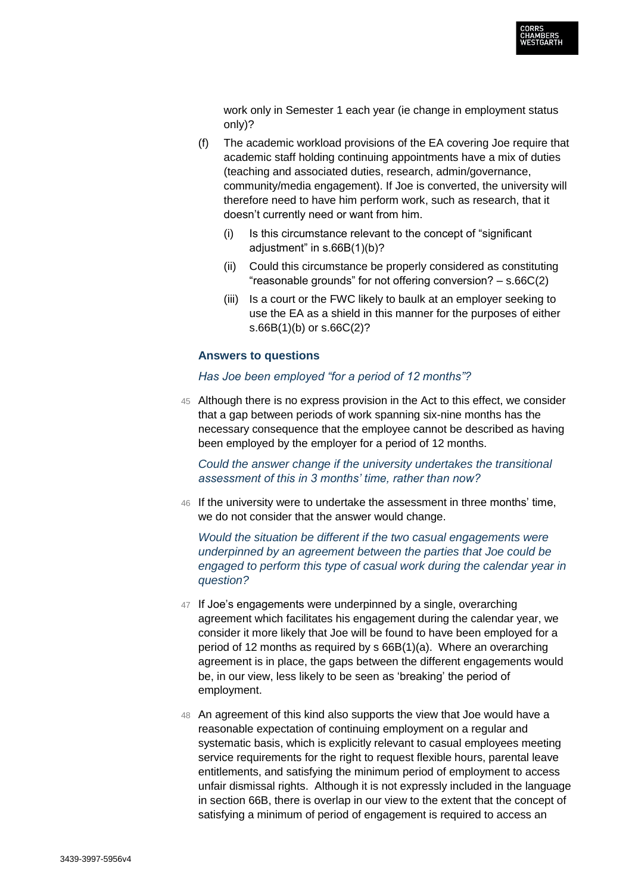work only in Semester 1 each year (ie change in employment status only)?

(f) The academic workload provisions of the EA covering Joe require that academic staff holding continuing appointments have a mix of duties (teaching and associated duties, research, admin/governance, community/media engagement). If Joe is converted, the university will therefore need to have him perform work, such as research, that it doesn't currently need or want from him.

   (i) Is this circumstance relevant to the concept of "significant adjustment" in s.66B(1)(b)?

   (ii) Could this circumstance be properly considered as constituting "reasonable grounds" for not offering conversion? – s.66C(2)

   (iii) Is a court or the FWC likely to baulk at an employer seeking to use the EA as a shield in this manner for the purposes of either s.66B(1)(b) or s.66C(2)?

### Answers to questions

*Has Joe been employed "for a period of 12 months"?*

45 Although there is no express provision in the Act to this effect, we consider that a gap between periods of work spanning six-nine months has the necessary consequence that the employee cannot be described as having been employed by the employer for a period of 12 months.

*Could the answer change if the university undertakes the transitional assessment of this in 3 months' time, rather than now?*

46 If the university were to undertake the assessment in three months' time, we do not consider that the answer would change.

*Would the situation be different if the two casual engagements were underpinned by an agreement between the parties that Joe could be engaged to perform this type of casual work during the calendar year in question?*

47 If Joe's engagements were underpinned by a single, overarching agreement which facilitates his engagement during the calendar year, we consider it more likely that Joe will be found to have been employed for a period of 12 months as required by s 66B(1)(a). Where an overarching agreement is in place, the gaps between the different engagements would be, in our view, less likely to be seen as 'breaking' the period of employment.

48 An agreement of this kind also supports the view that Joe would have a reasonable expectation of continuing employment on a regular and systematic basis, which is explicitly relevant to casual employees meeting service requirements for the right to request flexible hours, parental leave entitlements, and satisfying the minimum period of employment to access unfair dismissal rights. Although it is not expressly included in the language in section 66B, there is overlap in our view to the extent that the concept of satisfying a minimum of period of engagement is required to access an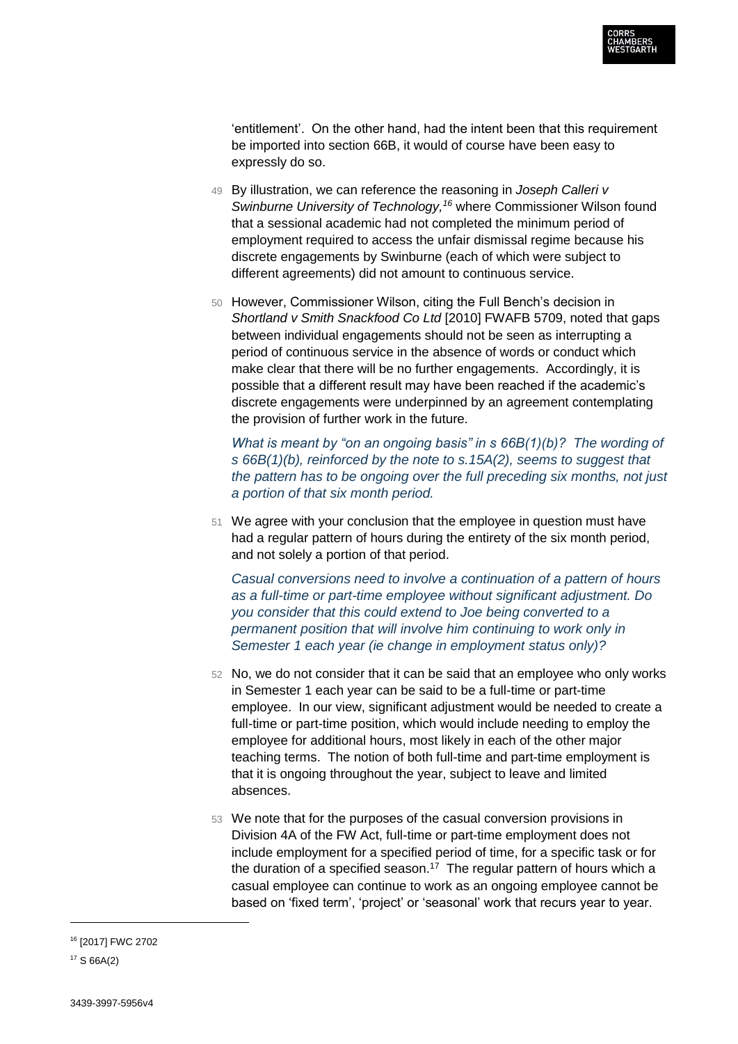'entitlement'. On the other hand, had the intent been that this requirement be imported into section 66B, it would of course have been easy to expressly do so.

49 By illustration, we can reference the reasoning in *Joseph Calleri v Swinburne University of Technology,*[16] where Commissioner Wilson found that a sessional academic had not completed the minimum period of employment required to access the unfair dismissal regime because his discrete engagements by Swinburne (each of which were subject to different agreements) did not amount to continuous service.

50 However, Commissioner Wilson, citing the Full Bench's decision in *Shortland v Smith Snackfood Co Ltd* [2010] FWAFB 5709, noted that gaps between individual engagements should not be seen as interrupting a period of continuous service in the absence of words or conduct which make clear that there will be no further engagements. Accordingly, it is possible that a different result may have been reached if the academic's discrete engagements were underpinned by an agreement contemplating the provision of further work in the future.

*What is meant by "on an ongoing basis" in s 66B(1)(b)? The wording of s 66B(1)(b), reinforced by the note to s.15A(2), seems to suggest that the pattern has to be ongoing over the full preceding six months, not just a portion of that six month period.*

51 We agree with your conclusion that the employee in question must have had a regular pattern of hours during the entirety of the six month period, and not solely a portion of that period.

*Casual conversions need to involve a continuation of a pattern of hours as a full-time or part-time employee without significant adjustment. Do you consider that this could extend to Joe being converted to a permanent position that will involve him continuing to work only in Semester 1 each year (ie change in employment status only)?*

52 No, we do not consider that it can be said that an employee who only works in Semester 1 each year can be said to be a full-time or part-time employee. In our view, significant adjustment would be needed to create a full-time or part-time position, which would include needing to employ the employee for additional hours, most likely in each of the other major teaching terms. The notion of both full-time and part-time employment is that it is ongoing throughout the year, subject to leave and limited absences.

53 We note that for the purposes of the casual conversion provisions in Division 4A of the FW Act, full-time or part-time employment does not include employment for a specified period of time, for a specific task or for the duration of a specified season.[17] The regular pattern of hours which a casual employee can continue to work as an ongoing employee cannot be based on 'fixed term', 'project' or 'seasonal' work that recurs year to year.

---

[16] [2017] FWC 2702

[17] S 66A(2)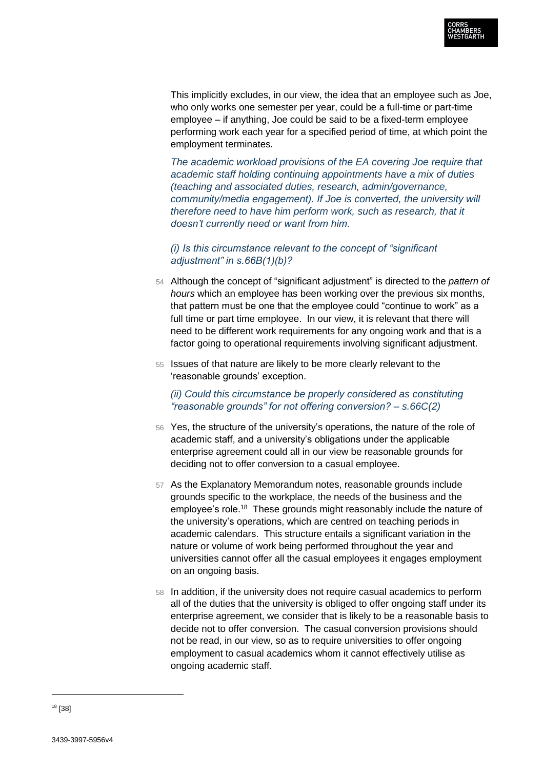This implicitly excludes, in our view, the idea that an employee such as Joe, who only works one semester per year, could be a full-time or part-time employee – if anything, Joe could be said to be a fixed-term employee performing work each year for a specified period of time, at which point the employment terminates.

*The academic workload provisions of the EA covering Joe require that academic staff holding continuing appointments have a mix of duties (teaching and associated duties, research, admin/governance, community/media engagement). If Joe is converted, the university will therefore need to have him perform work, such as research, that it doesn't currently need or want from him.*

*(i) Is this circumstance relevant to the concept of "significant adjustment" in s.66B(1)(b)?*

54 Although the concept of "significant adjustment" is directed to the *pattern of hours* which an employee has been working over the previous six months, that pattern must be one that the employee could "continue to work" as a full time or part time employee. In our view, it is relevant that there will need to be different work requirements for any ongoing work and that is a factor going to operational requirements involving significant adjustment.

55 Issues of that nature are likely to be more clearly relevant to the 'reasonable grounds' exception.

*(ii) Could this circumstance be properly considered as constituting "reasonable grounds" for not offering conversion? – s.66C(2)*

56 Yes, the structure of the university's operations, the nature of the role of academic staff, and a university's obligations under the applicable enterprise agreement could all in our view be reasonable grounds for deciding not to offer conversion to a casual employee.

57 As the Explanatory Memorandum notes, reasonable grounds include grounds specific to the workplace, the needs of the business and the employee's role.[18] These grounds might reasonably include the nature of the university's operations, which are centred on teaching periods in academic calendars. This structure entails a significant variation in the nature or volume of work being performed throughout the year and universities cannot offer all the casual employees it engages employment on an ongoing basis.

58 In addition, if the university does not require casual academics to perform all of the duties that the university is obliged to offer ongoing staff under its enterprise agreement, we consider that is likely to be a reasonable basis to decide not to offer conversion. The casual conversion provisions should not be read, in our view, so as to require universities to offer ongoing employment to casual academics whom it cannot effectively utilise as ongoing academic staff.

---

[18] [38]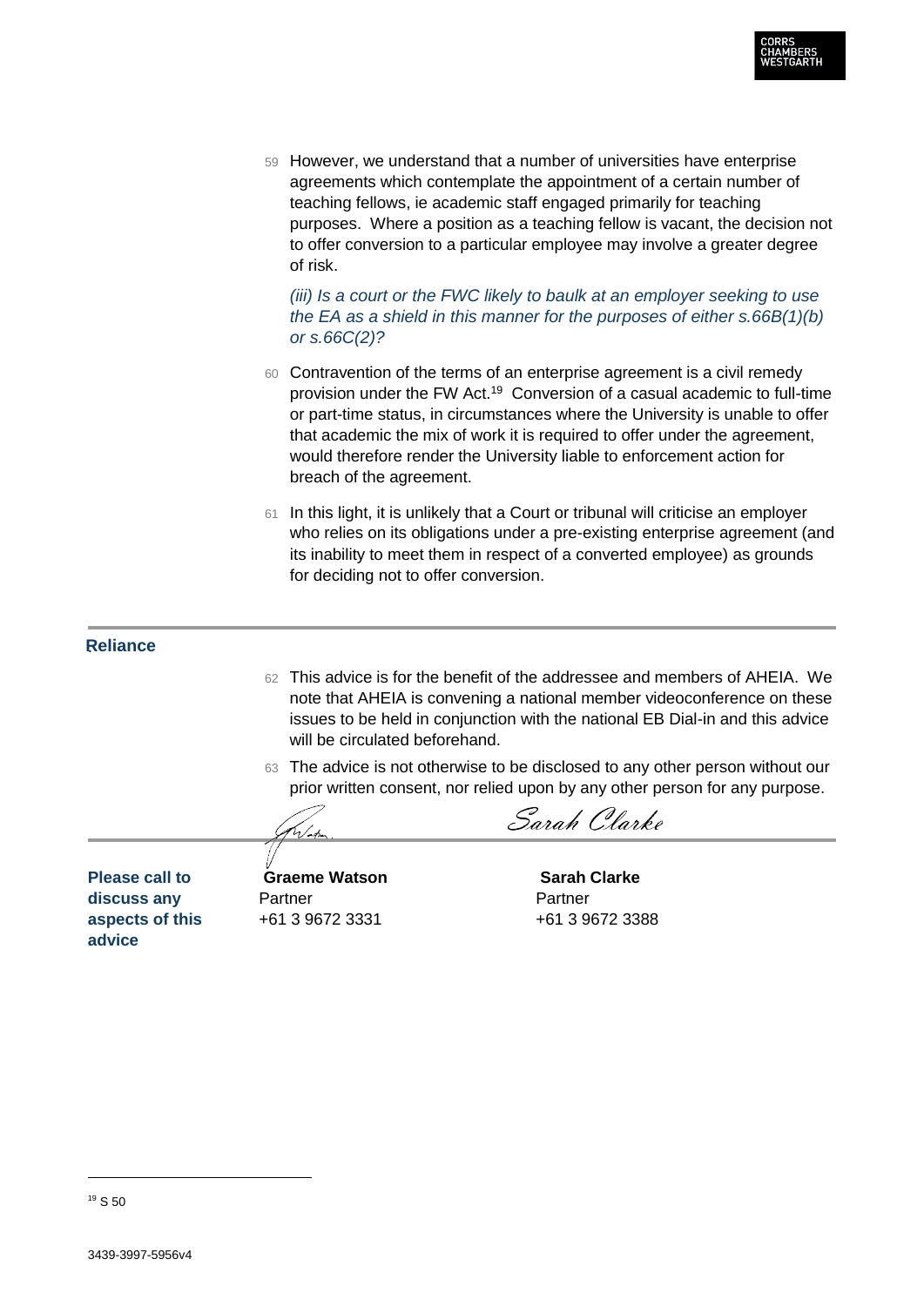59 However, we understand that a number of universities have enterprise agreements which contemplate the appointment of a certain number of teaching fellows, ie academic staff engaged primarily for teaching purposes. Where a position as a teaching fellow is vacant, the decision not to offer conversion to a particular employee may involve a greater degree of risk.

*(iii) Is a court or the FWC likely to baulk at an employer seeking to use the EA as a shield in this manner for the purposes of either s.66B(1)(b) or s.66C(2)?*

60 Contravention of the terms of an enterprise agreement is a civil remedy provision under the FW Act.[19] Conversion of a casual academic to full-time or part-time status, in circumstances where the University is unable to offer that academic the mix of work it is required to offer under the agreement, would therefore render the University liable to enforcement action for breach of the agreement.

61 In this light, it is unlikely that a Court or tribunal will criticise an employer who relies on its obligations under a pre-existing enterprise agreement (and its inability to meet them in respect of a converted employee) as grounds for deciding not to offer conversion.

## Reliance

62 This advice is for the benefit of the addressee and members of AHEIA. We note that AHEIA is convening a national member videoconference on these issues to be held in conjunction with the national EB Dial-in and this advice will be circulated beforehand.

63 The advice is not otherwise to be disclosed to any other person without our prior written consent, nor relied upon by any other person for any purpose.

**Please call to discuss any aspects of this advice**

| | |
|---|---|
| **Graeme Watson** | **Sarah Clarke** |
| Partner | Partner |
| +61 3 9672 3331 | +61 3 9672 3388 |

[19] S 50

3439-3997-5956v4